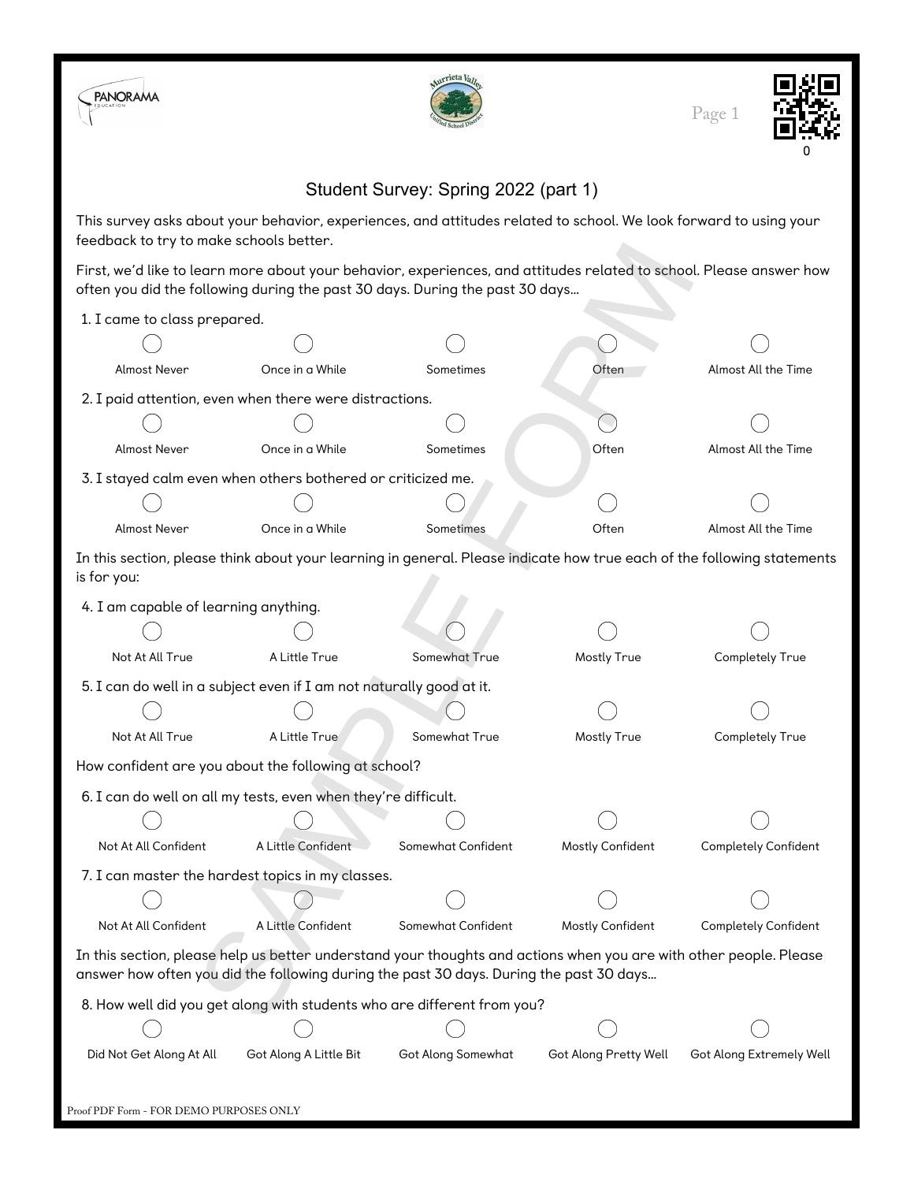# Student Survey: Spring 2022 (part 1)

This survey asks about your behavior, experiences, and attitudes related to school. We look forward to using your feedback to try to make schools better.

First, we'd like to learn more about your behavior, experiences, and attitudes related to school. Please answer how often you did the following during the past 30 days. During the past 30 days...

1. I came to class prepared.

   ◯ Almost Never ◯ Once in a While ◯ Sometimes ◯ Often ◯ Almost All the Time

2. I paid attention, even when there were distractions.

   ◯ Almost Never ◯ Once in a While ◯ Sometimes ◯ Often ◯ Almost All the Time

3. I stayed calm even when others bothered or criticized me.

   ◯ Almost Never ◯ Once in a While ◯ Sometimes ◯ Often ◯ Almost All the Time

In this section, please think about your learning in general. Please indicate how true each of the following statements is for you:

4. I am capable of learning anything.

   ◯ Not At All True ◯ A Little True ◯ Somewhat True ◯ Mostly True ◯ Completely True

5. I can do well in a subject even if I am not naturally good at it.

   ◯ Not At All True ◯ A Little True ◯ Somewhat True ◯ Mostly True ◯ Completely True

How confident are you about the following at school?

6. I can do well on all my tests, even when they're difficult.

   ◯ Not At All Confident ◯ A Little Confident ◯ Somewhat Confident ◯ Mostly Confident ◯ Completely Confident

7. I can master the hardest topics in my classes.

   ◯ Not At All Confident ◯ A Little Confident ◯ Somewhat Confident ◯ Mostly Confident ◯ Completely Confident

In this section, please help us better understand your thoughts and actions when you are with other people. Please answer how often you did the following during the past 30 days. During the past 30 days...

8. How well did you get along with students who are different from you?

   ◯ Did Not Get Along At All ◯ Got Along A Little Bit ◯ Got Along Somewhat ◯ Got Along Pretty Well ◯ Got Along Extremely Well

Proof PDF Form - FOR DEMO PURPOSES ONLY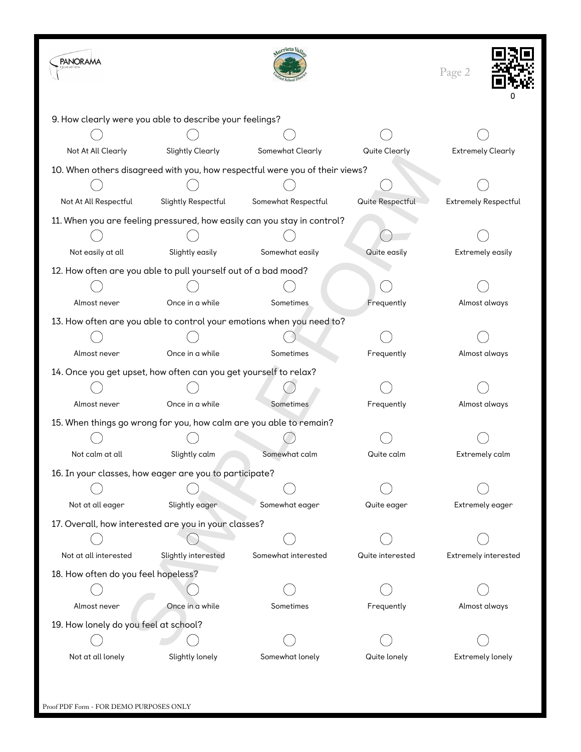9. How clearly were you able to describe your feelings?

| ◯ | ◯ | ◯ | ◯ | ◯ |
|---|---|---|---|---|
| Not At All Clearly | Slightly Clearly | Somewhat Clearly | Quite Clearly | Extremely Clearly |

10. When others disagreed with you, how respectful were you of their views?

| ◯ | ◯ | ◯ | ◯ | ◯ |
|---|---|---|---|---|
| Not At All Respectful | Slightly Respectful | Somewhat Respectful | Quite Respectful | Extremely Respectful |

11. When you are feeling pressured, how easily can you stay in control?

| ◯ | ◯ | ◯ | ◯ | ◯ |
|---|---|---|---|---|
| Not easily at all | Slightly easily | Somewhat easily | Quite easily | Extremely easily |

12. How often are you able to pull yourself out of a bad mood?

| ◯ | ◯ | ◯ | ◯ | ◯ |
|---|---|---|---|---|
| Almost never | Once in a while | Sometimes | Frequently | Almost always |

13. How often are you able to control your emotions when you need to?

| ◯ | ◯ | ◯ | ◯ | ◯ |
|---|---|---|---|---|
| Almost never | Once in a while | Sometimes | Frequently | Almost always |

14. Once you get upset, how often can you get yourself to relax?

| ◯ | ◯ | ◯ | ◯ | ◯ |
|---|---|---|---|---|
| Almost never | Once in a while | Sometimes | Frequently | Almost always |

15. When things go wrong for you, how calm are you able to remain?

| ◯ | ◯ | ◯ | ◯ | ◯ |
|---|---|---|---|---|
| Not calm at all | Slightly calm | Somewhat calm | Quite calm | Extremely calm |

16. In your classes, how eager are you to participate?

| ◯ | ◯ | ◯ | ◯ | ◯ |
|---|---|---|---|---|
| Not at all eager | Slightly eager | Somewhat eager | Quite eager | Extremely eager |

17. Overall, how interested are you in your classes?

| ◯ | ◯ | ◯ | ◯ | ◯ |
|---|---|---|---|---|
| Not at all interested | Slightly interested | Somewhat interested | Quite interested | Extremely interested |

18. How often do you feel hopeless?

| ◯ | ◯ | ◯ | ◯ | ◯ |
|---|---|---|---|---|
| Almost never | Once in a while | Sometimes | Frequently | Almost always |

19. How lonely do you feel at school?

| ◯ | ◯ | ◯ | ◯ | ◯ |
|---|---|---|---|---|
| Not at all lonely | Slightly lonely | Somewhat lonely | Quite lonely | Extremely lonely |

Proof PDF Form - FOR DEMO PURPOSES ONLY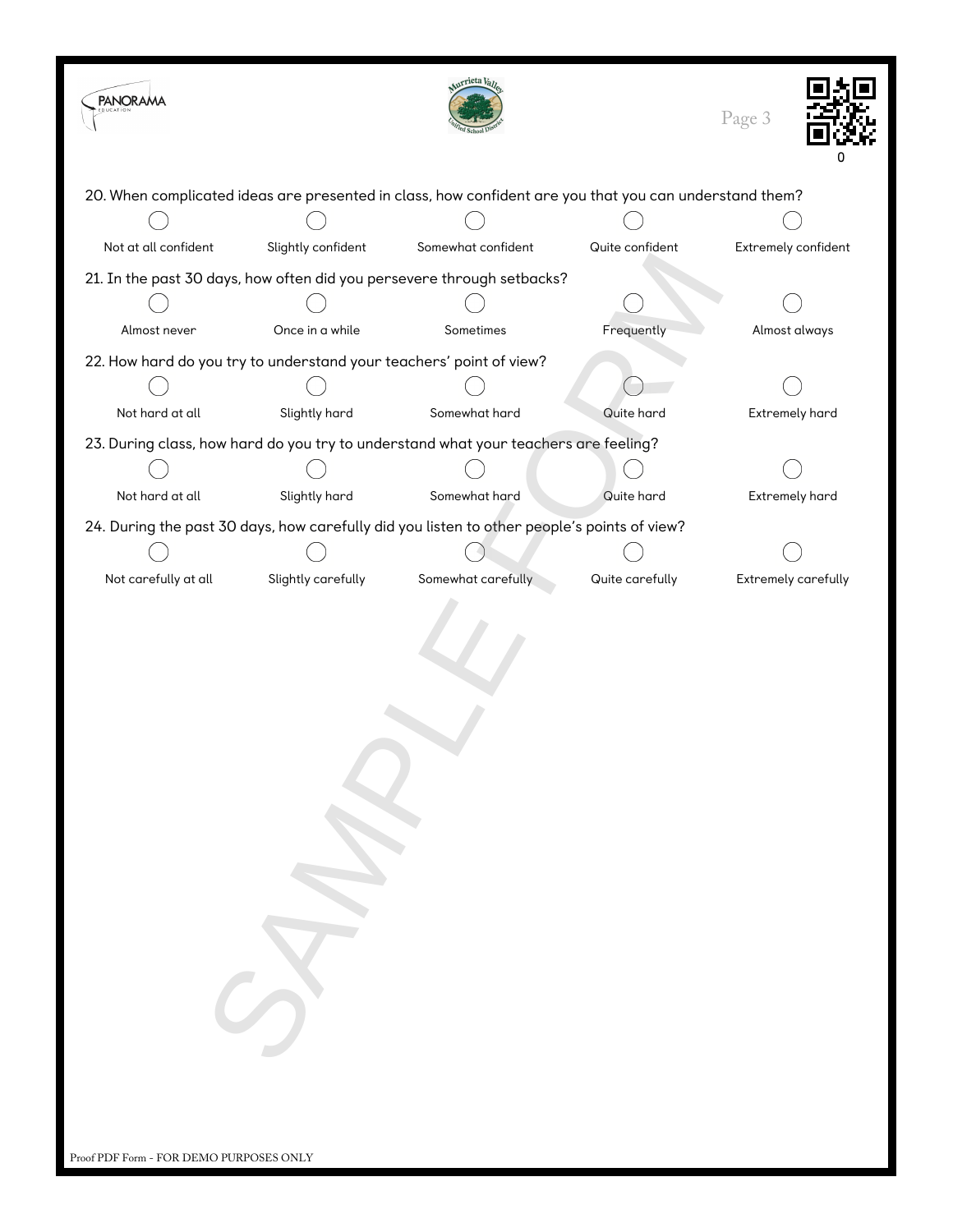20. When complicated ideas are presented in class, how confident are you that you can understand them?

| | | | | |
|---|---|---|---|---|
| ◯ | ◯ | ◯ | ◯ | ◯ |
| Not at all confident | Slightly confident | Somewhat confident | Quite confident | Extremely confident |

21. In the past 30 days, how often did you persevere through setbacks?

| | | | | |
|---|---|---|---|---|
| ◯ | ◯ | ◯ | ◯ | ◯ |
| Almost never | Once in a while | Sometimes | Frequently | Almost always |

22. How hard do you try to understand your teachers' point of view?

| | | | | |
|---|---|---|---|---|
| ◯ | ◯ | ◯ | ◯ | ◯ |
| Not hard at all | Slightly hard | Somewhat hard | Quite hard | Extremely hard |

23. During class, how hard do you try to understand what your teachers are feeling?

| | | | | |
|---|---|---|---|---|
| ◯ | ◯ | ◯ | ◯ | ◯ |
| Not hard at all | Slightly hard | Somewhat hard | Quite hard | Extremely hard |

24. During the past 30 days, how carefully did you listen to other people's points of view?

| | | | | |
|---|---|---|---|---|
| ◯ | ◯ | ◯ | ◯ | ◯ |
| Not carefully at all | Slightly carefully | Somewhat carefully | Quite carefully | Extremely carefully |

SAMPLE FORM

Proof PDF Form - FOR DEMO PURPOSES ONLY